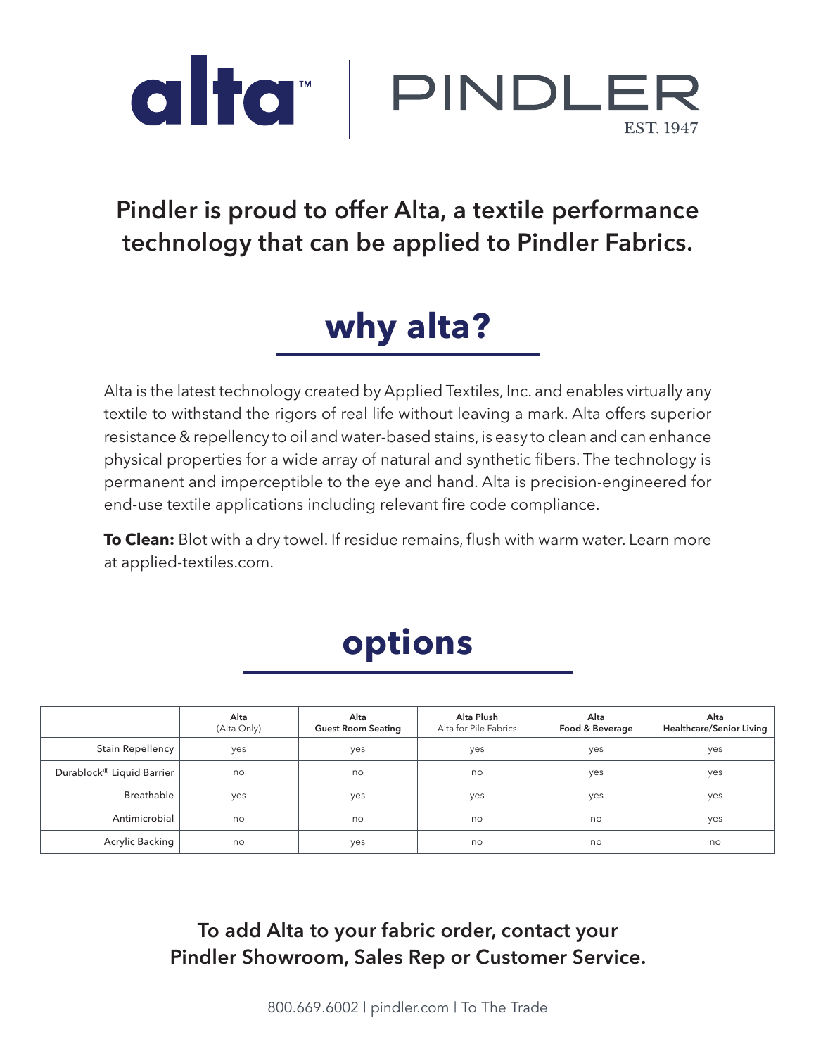alta™ | PINDLER EST. 1947

**Pindler is proud to offer Alta, a textile performance technology that can be applied to Pindler Fabrics.**

# why alta?

Alta is the latest technology created by Applied Textiles, Inc. and enables virtually any textile to withstand the rigors of real life without leaving a mark. Alta offers superior resistance & repellency to oil and water-based stains, is easy to clean and can enhance physical properties for a wide array of natural and synthetic fibers. The technology is permanent and imperceptible to the eye and hand. Alta is precision-engineered for end-use textile applications including relevant fire code compliance.

**To Clean:** Blot with a dry towel. If residue remains, flush with warm water. Learn more at applied-textiles.com.

# options

| | Alta (Alta Only) | Alta Guest Room Seating | Alta Plush Alta for Pile Fabrics | Alta Food & Beverage | Alta Healthcare/Senior Living |
|---|---|---|---|---|---|
| Stain Repellency | yes | yes | yes | yes | yes |
| Durablock® Liquid Barrier | no | no | no | yes | yes |
| Breathable | yes | yes | yes | yes | yes |
| Antimicrobial | no | no | no | no | yes |
| Acrylic Backing | no | yes | no | no | no |

**To add Alta to your fabric order, contact your Pindler Showroom, Sales Rep or Customer Service.**

800.669.6002 | pindler.com | To The Trade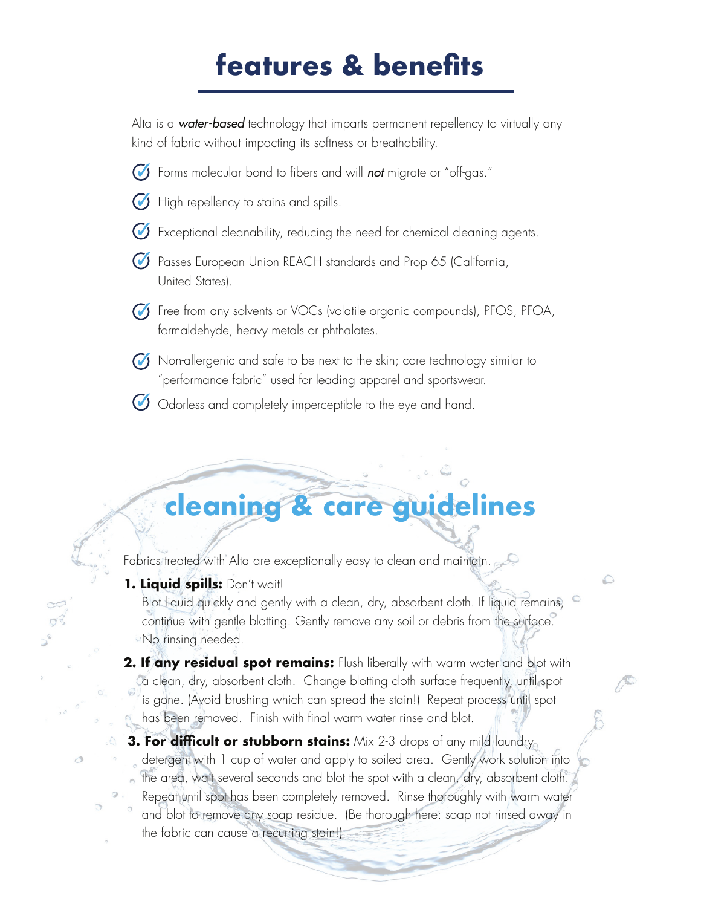# features & benefits

Alta is a ***water-based*** technology that imparts permanent repellency to virtually any kind of fabric without impacting its softness or breathability.

- Forms molecular bond to fibers and will ***not*** migrate or "off-gas."
- High repellency to stains and spills.
- Exceptional cleanability, reducing the need for chemical cleaning agents.
- Passes European Union REACH standards and Prop 65 (California, United States).
- Free from any solvents or VOCs (volatile organic compounds), PFOS, PFOA, formaldehyde, heavy metals or phthalates.
- Non-allergenic and safe to be next to the skin; core technology similar to "performance fabric" used for leading apparel and sportswear.
- Odorless and completely imperceptible to the eye and hand.

# cleaning & care guidelines

Fabrics treated with Alta are exceptionally easy to clean and maintain.

1. **Liquid spills:** Don't wait!
   Blot liquid quickly and gently with a clean, dry, absorbent cloth. If liquid remains, continue with gentle blotting. Gently remove any soil or debris from the surface. No rinsing needed.
2. **If any residual spot remains:** Flush liberally with warm water and blot with a clean, dry, absorbent cloth. Change blotting cloth surface frequently, until spot is gone. (Avoid brushing which can spread the stain!) Repeat process until spot has been removed. Finish with final warm water rinse and blot.
3. **For difficult or stubborn stains:** Mix 2-3 drops of any mild laundry detergent with 1 cup of water and apply to soiled area. Gently work solution into the area, wait several seconds and blot the spot with a clean, dry, absorbent cloth. Repeat until spot has been completely removed. Rinse thoroughly with warm water and blot to remove any soap residue. (Be thorough here: soap not rinsed away in the fabric can cause a recurring stain!)